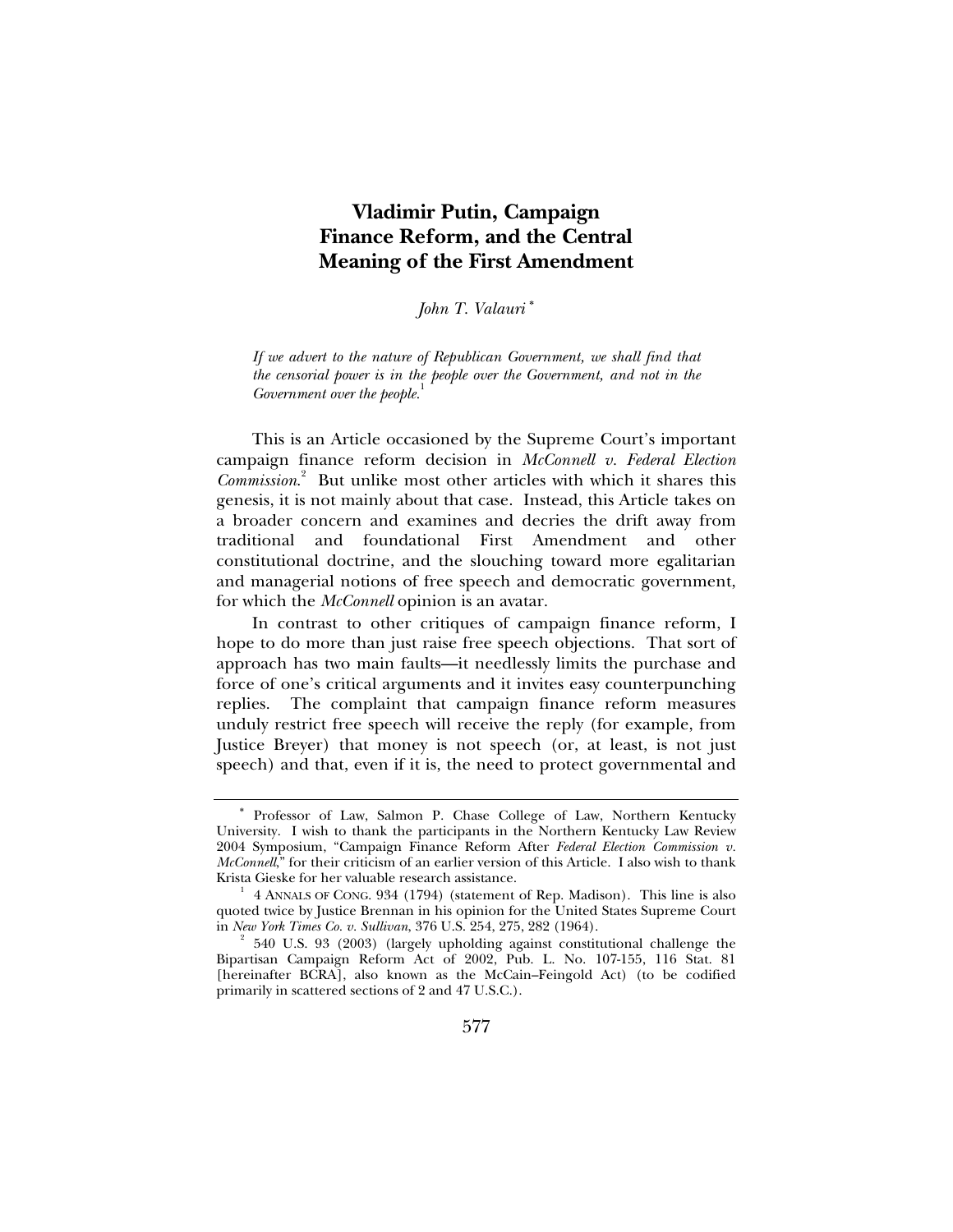# Vladimir Putin, Campaign Finance Reform, and the Central Meaning of the First Amendment

*John T. Valauri* [*]

*If we advert to the nature of Republican Government, we shall find that the censorial power is in the people over the Government, and not in the Government over the people.*[1]

This is an Article occasioned by the Supreme Court's important campaign finance reform decision in *McConnell v. Federal Election Commission*.[2] But unlike most other articles with which it shares this genesis, it is not mainly about that case. Instead, this Article takes on a broader concern and examines and decries the drift away from traditional and foundational First Amendment and other constitutional doctrine, and the slouching toward more egalitarian and managerial notions of free speech and democratic government, for which the *McConnell* opinion is an avatar.

In contrast to other critiques of campaign finance reform, I hope to do more than just raise free speech objections. That sort of approach has two main faults—it needlessly limits the purchase and force of one's critical arguments and it invites easy counterpunching replies. The complaint that campaign finance reform measures unduly restrict free speech will receive the reply (for example, from Justice Breyer) that money is not speech (or, at least, is not just speech) and that, even if it is, the need to protect governmental and

---

[*] Professor of Law, Salmon P. Chase College of Law, Northern Kentucky University. I wish to thank the participants in the Northern Kentucky Law Review 2004 Symposium, "Campaign Finance Reform After *Federal Election Commission v. McConnell*," for their criticism of an earlier version of this Article. I also wish to thank Krista Gieske for her valuable research assistance.

[1] 4 ANNALS OF CONG. 934 (1794) (statement of Rep. Madison). This line is also quoted twice by Justice Brennan in his opinion for the United States Supreme Court in *New York Times Co. v. Sullivan*, 376 U.S. 254, 275, 282 (1964).

[2] 540 U.S. 93 (2003) (largely upholding against constitutional challenge the Bipartisan Campaign Reform Act of 2002, Pub. L. No. 107-155, 116 Stat. 81 [hereinafter BCRA], also known as the McCain–Feingold Act) (to be codified primarily in scattered sections of 2 and 47 U.S.C.).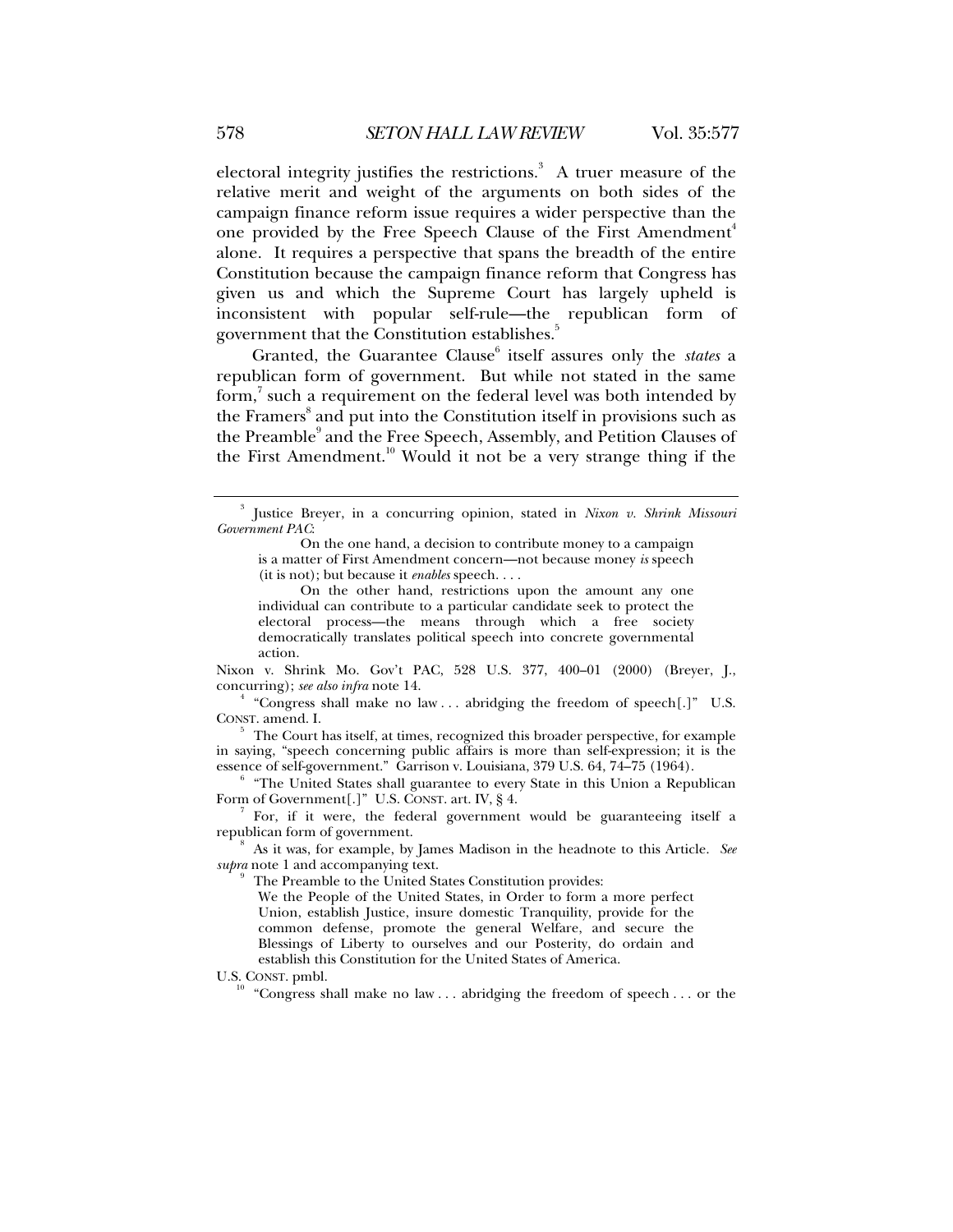electoral integrity justifies the restrictions.[3] A truer measure of the relative merit and weight of the arguments on both sides of the campaign finance reform issue requires a wider perspective than the one provided by the Free Speech Clause of the First Amendment[4] alone. It requires a perspective that spans the breadth of the entire Constitution because the campaign finance reform that Congress has given us and which the Supreme Court has largely upheld is inconsistent with popular self-rule—the republican form of government that the Constitution establishes.[5]

Granted, the Guarantee Clause[6] itself assures only the *states* a republican form of government. But while not stated in the same form,[7] such a requirement on the federal level was both intended by the Framers[8] and put into the Constitution itself in provisions such as the Preamble[9] and the Free Speech, Assembly, and Petition Clauses of the First Amendment.[10] Would it not be a very strange thing if the

---

[3] Justice Breyer, in a concurring opinion, stated in *Nixon v. Shrink Missouri Government PAC*:

> On the one hand, a decision to contribute money to a campaign is a matter of First Amendment concern—not because money *is* speech (it is not); but because it *enables* speech. . . .
>
> On the other hand, restrictions upon the amount any one individual can contribute to a particular candidate seek to protect the electoral process—the means through which a free society democratically translates political speech into concrete governmental action.

Nixon v. Shrink Mo. Gov't PAC, 528 U.S. 377, 400–01 (2000) (Breyer, J., concurring); *see also infra* note 14.

[4] "Congress shall make no law . . . abridging the freedom of speech[.]" U.S. CONST. amend. I.

[5] The Court has itself, at times, recognized this broader perspective, for example in saying, "speech concerning public affairs is more than self-expression; it is the essence of self-government." Garrison v. Louisiana, 379 U.S. 64, 74–75 (1964).

[6] "The United States shall guarantee to every State in this Union a Republican Form of Government[.]" U.S. CONST. art. IV, § 4.

[7] For, if it were, the federal government would be guaranteeing itself a republican form of government.

[8] As it was, for example, by James Madison in the headnote to this Article. *See supra* note 1 and accompanying text.

[9] The Preamble to the United States Constitution provides:

> We the People of the United States, in Order to form a more perfect Union, establish Justice, insure domestic Tranquility, provide for the common defense, promote the general Welfare, and secure the Blessings of Liberty to ourselves and our Posterity, do ordain and establish this Constitution for the United States of America.

U.S. CONST. pmbl.

[10] "Congress shall make no law . . . abridging the freedom of speech . . . or the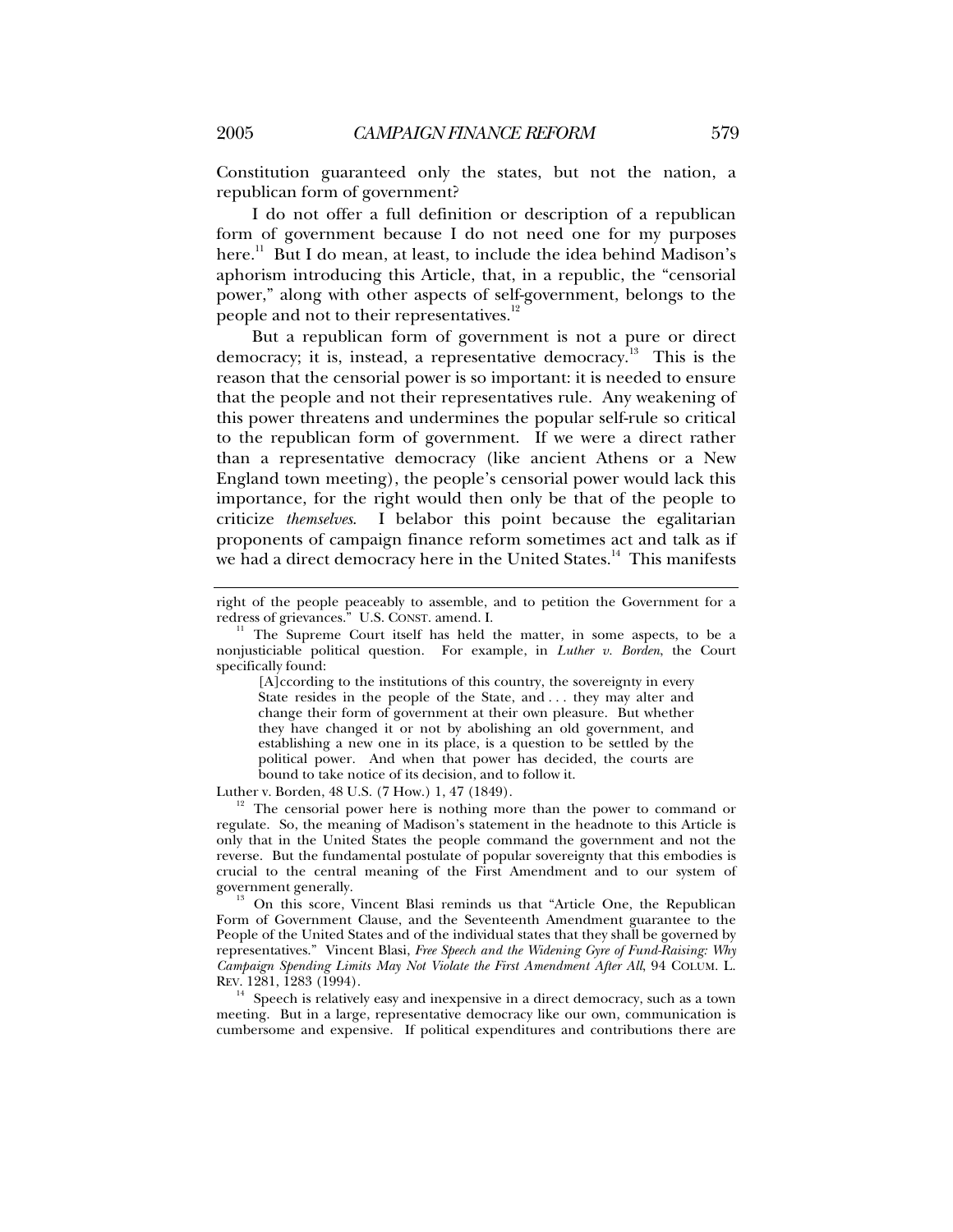Constitution guaranteed only the states, but not the nation, a republican form of government?

I do not offer a full definition or description of a republican form of government because I do not need one for my purposes here.[11] But I do mean, at least, to include the idea behind Madison's aphorism introducing this Article, that, in a republic, the "censorial power," along with other aspects of self-government, belongs to the people and not to their representatives.[12]

But a republican form of government is not a pure or direct democracy; it is, instead, a representative democracy.[13] This is the reason that the censorial power is so important: it is needed to ensure that the people and not their representatives rule. Any weakening of this power threatens and undermines the popular self-rule so critical to the republican form of government. If we were a direct rather than a representative democracy (like ancient Athens or a New England town meeting), the people's censorial power would lack this importance, for the right would then only be that of the people to criticize *themselves*. I belabor this point because the egalitarian proponents of campaign finance reform sometimes act and talk as if we had a direct democracy here in the United States.[14] This manifests

---

right of the people peaceably to assemble, and to petition the Government for a redress of grievances." U.S. CONST. amend. I.

[11] The Supreme Court itself has held the matter, in some aspects, to be a nonjusticiable political question. For example, in *Luther v. Borden*, the Court specifically found:

> [A]ccording to the institutions of this country, the sovereignty in every State resides in the people of the State, and . . . they may alter and change their form of government at their own pleasure. But whether they have changed it or not by abolishing an old government, and establishing a new one in its place, is a question to be settled by the political power. And when that power has decided, the courts are bound to take notice of its decision, and to follow it.

Luther v. Borden, 48 U.S. (7 How.) 1, 47 (1849).

[12] The censorial power here is nothing more than the power to command or regulate. So, the meaning of Madison's statement in the headnote to this Article is only that in the United States the people command the government and not the reverse. But the fundamental postulate of popular sovereignty that this embodies is crucial to the central meaning of the First Amendment and to our system of government generally.

[13] On this score, Vincent Blasi reminds us that "Article One, the Republican Form of Government Clause, and the Seventeenth Amendment guarantee to the People of the United States and of the individual states that they shall be governed by representatives." Vincent Blasi, *Free Speech and the Widening Gyre of Fund-Raising: Why Campaign Spending Limits May Not Violate the First Amendment After All*, 94 COLUM. L. REV. 1281, 1283 (1994).

[14] Speech is relatively easy and inexpensive in a direct democracy, such as a town meeting. But in a large, representative democracy like our own, communication is cumbersome and expensive. If political expenditures and contributions there are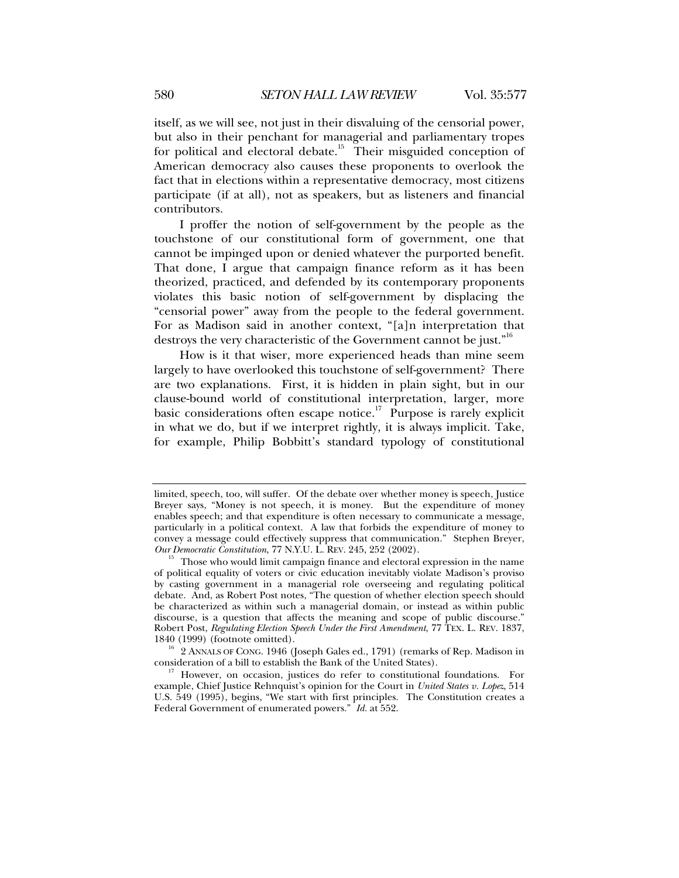itself, as we will see, not just in their disvaluing of the censorial power, but also in their penchant for managerial and parliamentary tropes for political and electoral debate.[15] Their misguided conception of American democracy also causes these proponents to overlook the fact that in elections within a representative democracy, most citizens participate (if at all), not as speakers, but as listeners and financial contributors.

I proffer the notion of self-government by the people as the touchstone of our constitutional form of government, one that cannot be impinged upon or denied whatever the purported benefit. That done, I argue that campaign finance reform as it has been theorized, practiced, and defended by its contemporary proponents violates this basic notion of self-government by displacing the "censorial power" away from the people to the federal government. For as Madison said in another context, "[a]n interpretation that destroys the very characteristic of the Government cannot be just."[16]

How is it that wiser, more experienced heads than mine seem largely to have overlooked this touchstone of self-government? There are two explanations. First, it is hidden in plain sight, but in our clause-bound world of constitutional interpretation, larger, more basic considerations often escape notice.[17] Purpose is rarely explicit in what we do, but if we interpret rightly, it is always implicit. Take, for example, Philip Bobbitt's standard typology of constitutional

---

limited, speech, too, will suffer. Of the debate over whether money is speech, Justice Breyer says, "Money is not speech, it is money. But the expenditure of money enables speech; and that expenditure is often necessary to communicate a message, particularly in a political context. A law that forbids the expenditure of money to convey a message could effectively suppress that communication." Stephen Breyer, *Our Democratic Constitution*, 77 N.Y.U. L. REV. 245, 252 (2002).

[15] Those who would limit campaign finance and electoral expression in the name of political equality of voters or civic education inevitably violate Madison's proviso by casting government in a managerial role overseeing and regulating political debate. And, as Robert Post notes, "The question of whether election speech should be characterized as within such a managerial domain, or instead as within public discourse, is a question that affects the meaning and scope of public discourse." Robert Post, *Regulating Election Speech Under the First Amendment*, 77 TEX. L. REV. 1837, 1840 (1999) (footnote omitted).

[16] 2 ANNALS OF CONG. 1946 (Joseph Gales ed., 1791) (remarks of Rep. Madison in consideration of a bill to establish the Bank of the United States).

[17] However, on occasion, justices do refer to constitutional foundations. For example, Chief Justice Rehnquist's opinion for the Court in *United States v. Lopez*, 514 U.S. 549 (1995), begins, "We start with first principles. The Constitution creates a Federal Government of enumerated powers." *Id.* at 552.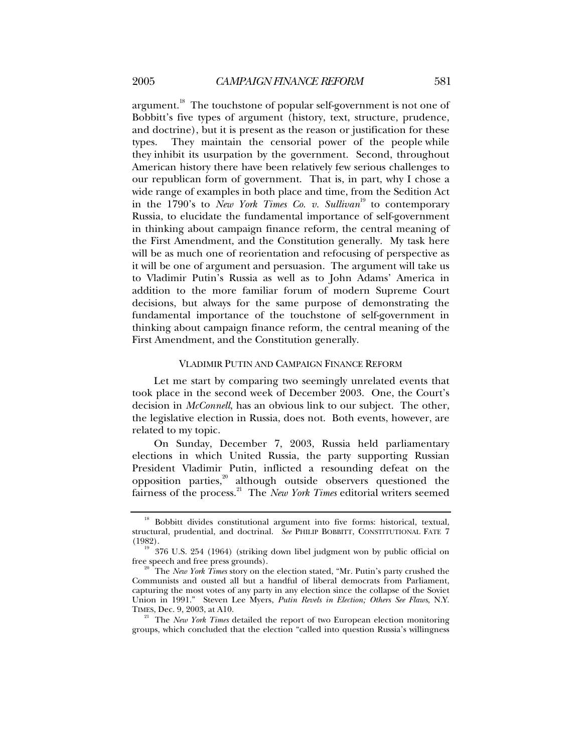argument.[18] The touchstone of popular self-government is not one of Bobbitt's five types of argument (history, text, structure, prudence, and doctrine), but it is present as the reason or justification for these types. They maintain the censorial power of the people while they inhibit its usurpation by the government. Second, throughout American history there have been relatively few serious challenges to our republican form of government. That is, in part, why I chose a wide range of examples in both place and time, from the Sedition Act in the 1790's to *New York Times Co. v. Sullivan*[19] to contemporary Russia, to elucidate the fundamental importance of self-government in thinking about campaign finance reform, the central meaning of the First Amendment, and the Constitution generally. My task here will be as much one of reorientation and refocusing of perspective as it will be one of argument and persuasion. The argument will take us to Vladimir Putin's Russia as well as to John Adams' America in addition to the more familiar forum of modern Supreme Court decisions, but always for the same purpose of demonstrating the fundamental importance of the touchstone of self-government in thinking about campaign finance reform, the central meaning of the First Amendment, and the Constitution generally.

## VLADIMIR PUTIN AND CAMPAIGN FINANCE REFORM

Let me start by comparing two seemingly unrelated events that took place in the second week of December 2003. One, the Court's decision in *McConnell*, has an obvious link to our subject. The other, the legislative election in Russia, does not. Both events, however, are related to my topic.

On Sunday, December 7, 2003, Russia held parliamentary elections in which United Russia, the party supporting Russian President Vladimir Putin, inflicted a resounding defeat on the opposition parties,[20] although outside observers questioned the fairness of the process.[21] The *New York Times* editorial writers seemed

---

[18] Bobbitt divides constitutional argument into five forms: historical, textual, structural, prudential, and doctrinal. *See* PHILIP BOBBITT, CONSTITUTIONAL FATE 7 (1982).

[19] 376 U.S. 254 (1964) (striking down libel judgment won by public official on free speech and free press grounds).

[20] The *New York Times* story on the election stated, "Mr. Putin's party crushed the Communists and ousted all but a handful of liberal democrats from Parliament, capturing the most votes of any party in any election since the collapse of the Soviet Union in 1991." Steven Lee Myers, *Putin Revels in Election; Others See Flaws*, N.Y. TIMES, Dec. 9, 2003, at A10.

[21] The *New York Times* detailed the report of two European election monitoring groups, which concluded that the election "called into question Russia's willingness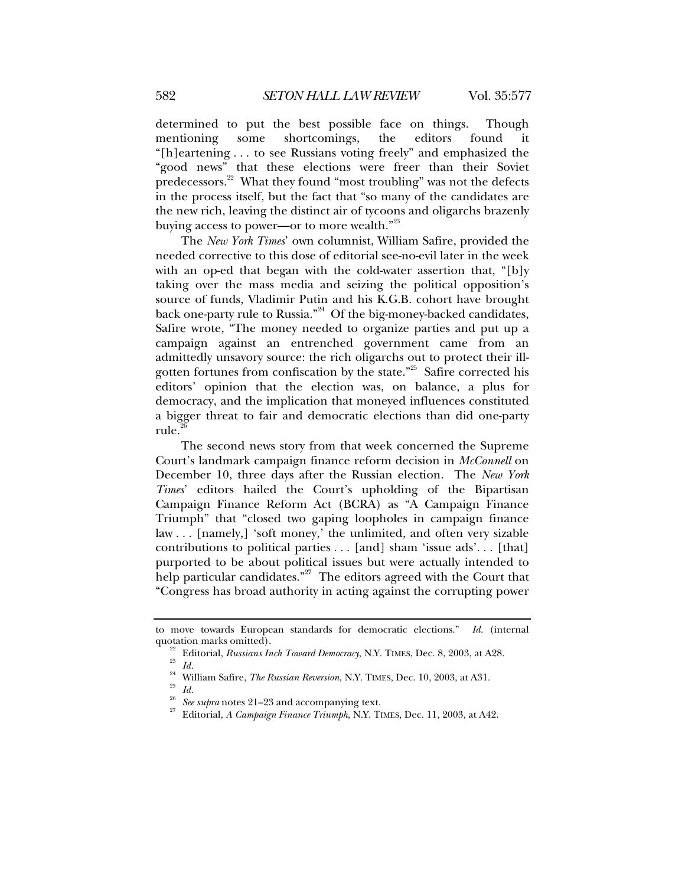determined to put the best possible face on things. Though mentioning some shortcomings, the editors found it "[h]eartening . . . to see Russians voting freely" and emphasized the "good news" that these elections were freer than their Soviet predecessors.[22] What they found "most troubling" was not the defects in the process itself, but the fact that "so many of the candidates are the new rich, leaving the distinct air of tycoons and oligarchs brazenly buying access to power—or to more wealth."[23]

The *New York Times*' own columnist, William Safire, provided the needed corrective to this dose of editorial see-no-evil later in the week with an op-ed that began with the cold-water assertion that, "[b]y taking over the mass media and seizing the political opposition's source of funds, Vladimir Putin and his K.G.B. cohort have brought back one-party rule to Russia."[24] Of the big-money-backed candidates, Safire wrote, "The money needed to organize parties and put up a campaign against an entrenched government came from an admittedly unsavory source: the rich oligarchs out to protect their ill-gotten fortunes from confiscation by the state."[25] Safire corrected his editors' opinion that the election was, on balance, a plus for democracy, and the implication that moneyed influences constituted a bigger threat to fair and democratic elections than did one-party rule.[26]

The second news story from that week concerned the Supreme Court's landmark campaign finance reform decision in *McConnell* on December 10, three days after the Russian election. The *New York Times*' editors hailed the Court's upholding of the Bipartisan Campaign Finance Reform Act (BCRA) as "A Campaign Finance Triumph" that "closed two gaping loopholes in campaign finance law . . . [namely,] 'soft money,' the unlimited, and often very sizable contributions to political parties . . . [and] sham 'issue ads'. . . [that] purported to be about political issues but were actually intended to help particular candidates."[27] The editors agreed with the Court that "Congress has broad authority in acting against the corrupting power

---

to move towards European standards for democratic elections." *Id.* (internal quotation marks omitted).

[22] Editorial, *Russians Inch Toward Democracy*, N.Y. TIMES, Dec. 8, 2003, at A28.

[23] *Id.*

[24] William Safire, *The Russian Reversion*, N.Y. TIMES, Dec. 10, 2003, at A31.

[25] *Id.*

[26] *See supra* notes 21–23 and accompanying text.

[27] Editorial, *A Campaign Finance Triumph*, N.Y. TIMES, Dec. 11, 2003, at A42.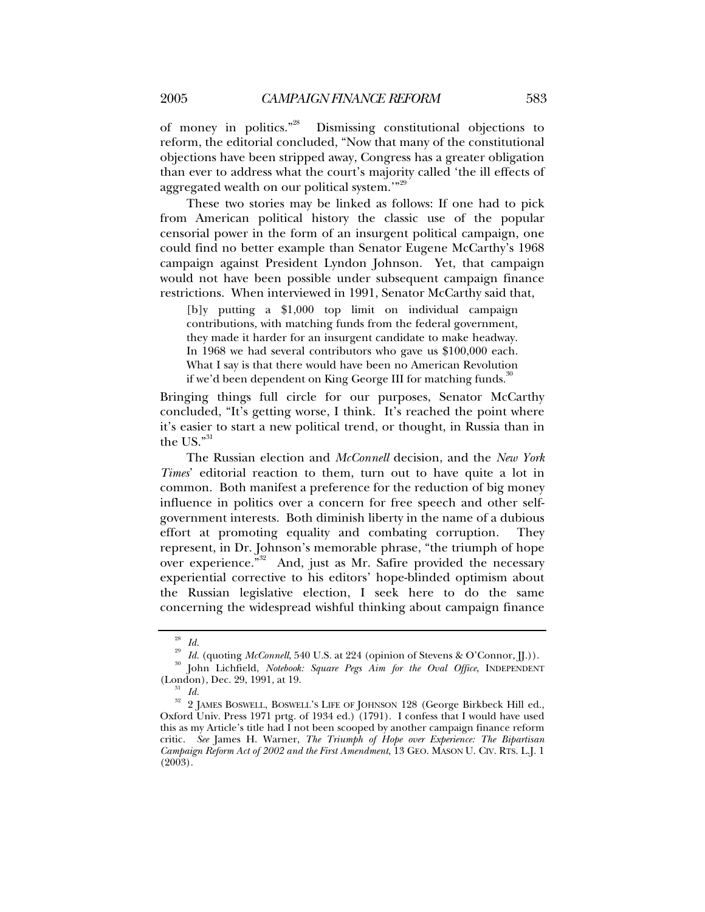of money in politics."[28] Dismissing constitutional objections to reform, the editorial concluded, "Now that many of the constitutional objections have been stripped away, Congress has a greater obligation than ever to address what the court's majority called 'the ill effects of aggregated wealth on our political system.'"[29]

These two stories may be linked as follows: If one had to pick from American political history the classic use of the popular censorial power in the form of an insurgent political campaign, one could find no better example than Senator Eugene McCarthy's 1968 campaign against President Lyndon Johnson. Yet, that campaign would not have been possible under subsequent campaign finance restrictions. When interviewed in 1991, Senator McCarthy said that,

> [b]y putting a $1,000 top limit on individual campaign contributions, with matching funds from the federal government, they made it harder for an insurgent candidate to make headway. In 1968 we had several contributors who gave us $100,000 each. What I say is that there would have been no American Revolution if we'd been dependent on King George III for matching funds.[30]

Bringing things full circle for our purposes, Senator McCarthy concluded, "It's getting worse, I think. It's reached the point where it's easier to start a new political trend, or thought, in Russia than in the US."[31]

The Russian election and *McConnell* decision, and the *New York Times*' editorial reaction to them, turn out to have quite a lot in common. Both manifest a preference for the reduction of big money influence in politics over a concern for free speech and other self-government interests. Both diminish liberty in the name of a dubious effort at promoting equality and combating corruption. They represent, in Dr. Johnson's memorable phrase, "the triumph of hope over experience."[32] And, just as Mr. Safire provided the necessary experiential corrective to his editors' hope-blinded optimism about the Russian legislative election, I seek here to do the same concerning the widespread wishful thinking about campaign finance

---

[28] *Id.*

[29] *Id.* (quoting *McConnell*, 540 U.S. at 224 (opinion of Stevens & O'Connor, JJ.)).

[30] John Lichfield, *Notebook: Square Pegs Aim for the Oval Office*, INDEPENDENT (London), Dec. 29, 1991, at 19.

[31] *Id.*

[32] 2 JAMES BOSWELL, BOSWELL'S LIFE OF JOHNSON 128 (George Birkbeck Hill ed., Oxford Univ. Press 1971 prtg. of 1934 ed.) (1791). I confess that I would have used this as my Article's title had I not been scooped by another campaign finance reform critic. *See* James H. Warner, *The Triumph of Hope over Experience: The Bipartisan Campaign Reform Act of 2002 and the First Amendment*, 13 GEO. MASON U. CIV. RTS. L.J. 1 (2003).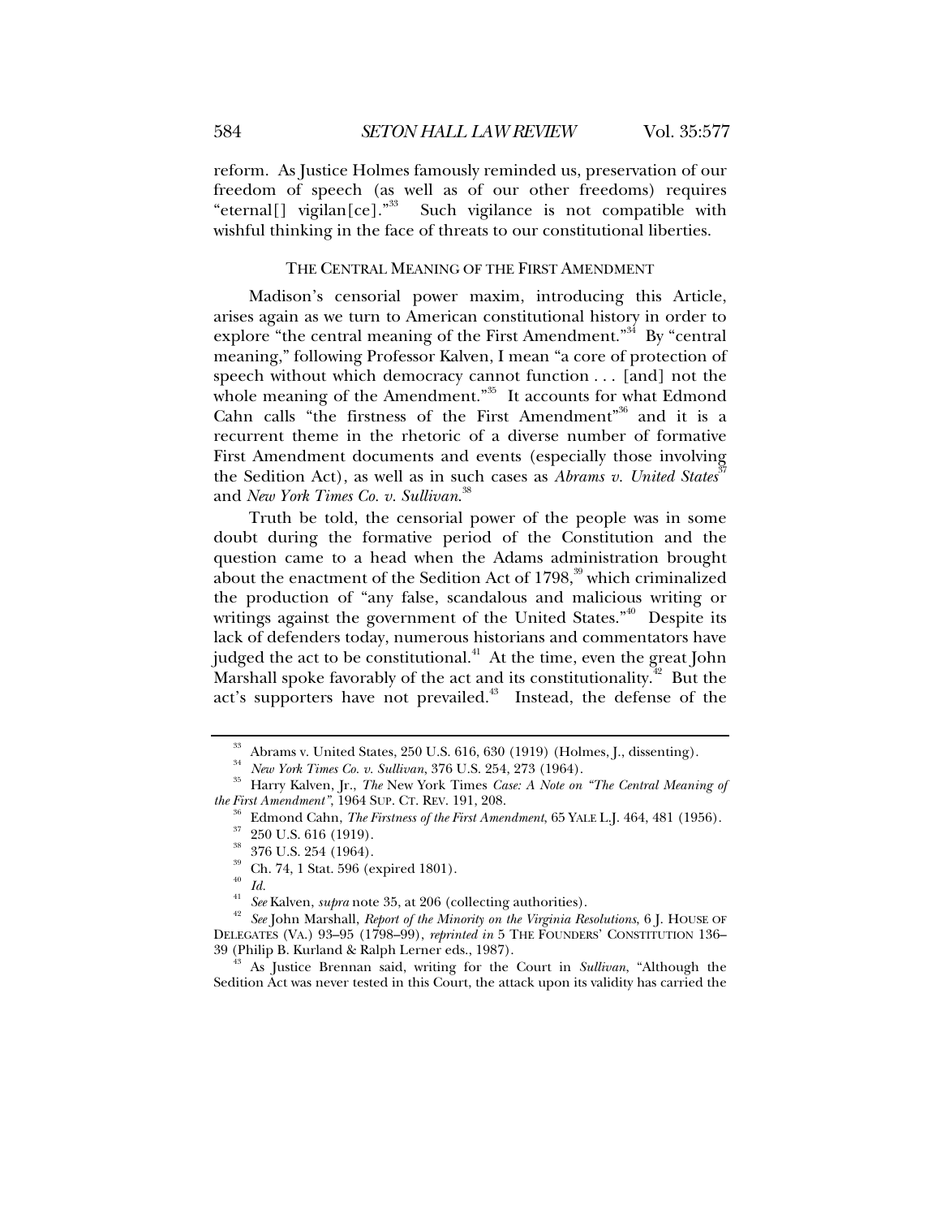reform. As Justice Holmes famously reminded us, preservation of our freedom of speech (as well as of our other freedoms) requires "eternal[] vigilan[ce]."[33] Such vigilance is not compatible with wishful thinking in the face of threats to our constitutional liberties.

## THE CENTRAL MEANING OF THE FIRST AMENDMENT

Madison's censorial power maxim, introducing this Article, arises again as we turn to American constitutional history in order to explore "the central meaning of the First Amendment."[34] By "central meaning," following Professor Kalven, I mean "a core of protection of speech without which democracy cannot function . . . [and] not the whole meaning of the Amendment."[35] It accounts for what Edmond Cahn calls "the firstness of the First Amendment"[36] and it is a recurrent theme in the rhetoric of a diverse number of formative First Amendment documents and events (especially those involving the Sedition Act), as well as in such cases as *Abrams v. United States*[37] and *New York Times Co. v. Sullivan*.[38]

Truth be told, the censorial power of the people was in some doubt during the formative period of the Constitution and the question came to a head when the Adams administration brought about the enactment of the Sedition Act of 1798,[39] which criminalized the production of "any false, scandalous and malicious writing or writings against the government of the United States."[40] Despite its lack of defenders today, numerous historians and commentators have judged the act to be constitutional.[41] At the time, even the great John Marshall spoke favorably of the act and its constitutionality.[42] But the act's supporters have not prevailed.[43] Instead, the defense of the

---

[33] Abrams v. United States, 250 U.S. 616, 630 (1919) (Holmes, J., dissenting).

[34] *New York Times Co. v. Sullivan*, 376 U.S. 254, 273 (1964).

[35] Harry Kalven, Jr., *The* New York Times *Case: A Note on "The Central Meaning of the First Amendment"*, 1964 SUP. CT. REV. 191, 208.

[36] Edmond Cahn, *The Firstness of the First Amendment*, 65 YALE L.J. 464, 481 (1956).

[37] 250 U.S. 616 (1919).

[38] 376 U.S. 254 (1964).

[39] Ch. 74, 1 Stat. 596 (expired 1801).

[40] *Id.*

[41] *See* Kalven, *supra* note 35, at 206 (collecting authorities).

[42] *See* John Marshall, *Report of the Minority on the Virginia Resolutions*, 6 J. HOUSE OF DELEGATES (VA.) 93–95 (1798–99), *reprinted in* 5 THE FOUNDERS' CONSTITUTION 136–39 (Philip B. Kurland & Ralph Lerner eds., 1987).

[43] As Justice Brennan said, writing for the Court in *Sullivan*, "Although the Sedition Act was never tested in this Court, the attack upon its validity has carried the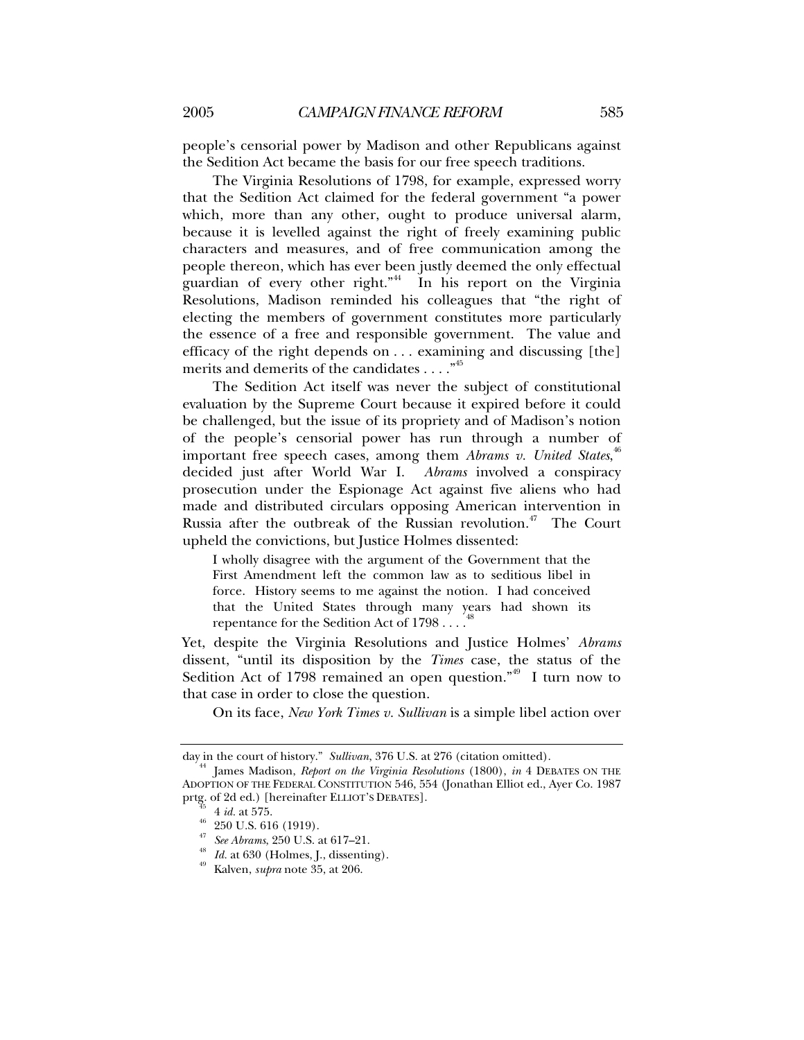people's censorial power by Madison and other Republicans against the Sedition Act became the basis for our free speech traditions.

The Virginia Resolutions of 1798, for example, expressed worry that the Sedition Act claimed for the federal government "a power which, more than any other, ought to produce universal alarm, because it is levelled against the right of freely examining public characters and measures, and of free communication among the people thereon, which has ever been justly deemed the only effectual guardian of every other right."[44] In his report on the Virginia Resolutions, Madison reminded his colleagues that "the right of electing the members of government constitutes more particularly the essence of a free and responsible government. The value and efficacy of the right depends on . . . examining and discussing [the] merits and demerits of the candidates . . . ."[45]

The Sedition Act itself was never the subject of constitutional evaluation by the Supreme Court because it expired before it could be challenged, but the issue of its propriety and of Madison's notion of the people's censorial power has run through a number of important free speech cases, among them *Abrams v. United States*,[46] decided just after World War I. *Abrams* involved a conspiracy prosecution under the Espionage Act against five aliens who had made and distributed circulars opposing American intervention in Russia after the outbreak of the Russian revolution.[47] The Court upheld the convictions, but Justice Holmes dissented:

> I wholly disagree with the argument of the Government that the First Amendment left the common law as to seditious libel in force. History seems to me against the notion. I had conceived that the United States through many years had shown its repentance for the Sedition Act of 1798 . . . .[48]

Yet, despite the Virginia Resolutions and Justice Holmes' *Abrams* dissent, "until its disposition by the *Times* case, the status of the Sedition Act of 1798 remained an open question."[49] I turn now to that case in order to close the question.

On its face, *New York Times v. Sullivan* is a simple libel action over

---

day in the court of history." *Sullivan*, 376 U.S. at 276 (citation omitted).

[44] James Madison, *Report on the Virginia Resolutions* (1800), *in* 4 DEBATES ON THE ADOPTION OF THE FEDERAL CONSTITUTION 546, 554 (Jonathan Elliot ed., Ayer Co. 1987 prtg. of 2d ed.) [hereinafter ELLIOT'S DEBATES].

[45] 4 *id.* at 575.

[46] 250 U.S. 616 (1919).

[47] *See Abrams*, 250 U.S. at 617–21.

[48] *Id.* at 630 (Holmes, J., dissenting).

[49] Kalven, *supra* note 35, at 206.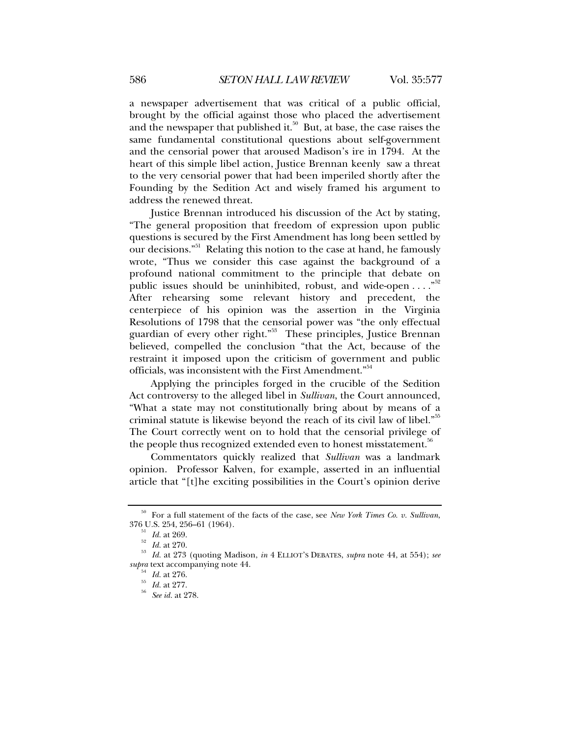a newspaper advertisement that was critical of a public official, brought by the official against those who placed the advertisement and the newspaper that published it.[50] But, at base, the case raises the same fundamental constitutional questions about self-government and the censorial power that aroused Madison's ire in 1794. At the heart of this simple libel action, Justice Brennan keenly saw a threat to the very censorial power that had been imperiled shortly after the Founding by the Sedition Act and wisely framed his argument to address the renewed threat.

Justice Brennan introduced his discussion of the Act by stating, "The general proposition that freedom of expression upon public questions is secured by the First Amendment has long been settled by our decisions."[51] Relating this notion to the case at hand, he famously wrote, "Thus we consider this case against the background of a profound national commitment to the principle that debate on public issues should be uninhibited, robust, and wide-open . . . ."[52] After rehearsing some relevant history and precedent, the centerpiece of his opinion was the assertion in the Virginia Resolutions of 1798 that the censorial power was "the only effectual guardian of every other right."[53] These principles, Justice Brennan believed, compelled the conclusion "that the Act, because of the restraint it imposed upon the criticism of government and public officials, was inconsistent with the First Amendment."[54]

Applying the principles forged in the crucible of the Sedition Act controversy to the alleged libel in *Sullivan*, the Court announced, "What a state may not constitutionally bring about by means of a criminal statute is likewise beyond the reach of its civil law of libel."[55] The Court correctly went on to hold that the censorial privilege of the people thus recognized extended even to honest misstatement.[56]

Commentators quickly realized that *Sullivan* was a landmark opinion. Professor Kalven, for example, asserted in an influential article that "[t]he exciting possibilities in the Court's opinion derive

---

[50] For a full statement of the facts of the case, see *New York Times Co. v. Sullivan*, 376 U.S. 254, 256–61 (1964).

[51] *Id.* at 269.

[52] *Id.* at 270.

[53] *Id.* at 273 (quoting Madison, *in* 4 ELLIOT'S DEBATES, *supra* note 44, at 554); *see supra* text accompanying note 44.

[54] *Id.* at 276.

[55] *Id.* at 277.

[56] *See id.* at 278.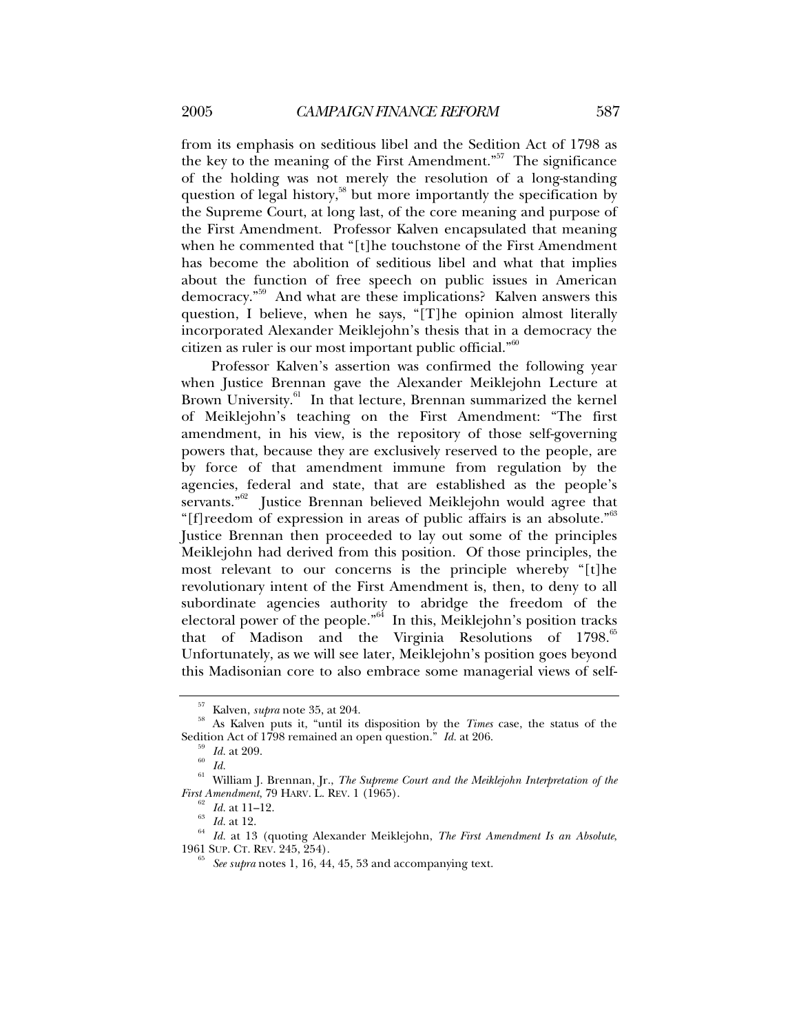from its emphasis on seditious libel and the Sedition Act of 1798 as the key to the meaning of the First Amendment."[57] The significance of the holding was not merely the resolution of a long-standing question of legal history,[58] but more importantly the specification by the Supreme Court, at long last, of the core meaning and purpose of the First Amendment. Professor Kalven encapsulated that meaning when he commented that "[t]he touchstone of the First Amendment has become the abolition of seditious libel and what that implies about the function of free speech on public issues in American democracy."[59] And what are these implications? Kalven answers this question, I believe, when he says, "[T]he opinion almost literally incorporated Alexander Meiklejohn's thesis that in a democracy the citizen as ruler is our most important public official."[60]

Professor Kalven's assertion was confirmed the following year when Justice Brennan gave the Alexander Meiklejohn Lecture at Brown University.[61] In that lecture, Brennan summarized the kernel of Meiklejohn's teaching on the First Amendment: "The first amendment, in his view, is the repository of those self-governing powers that, because they are exclusively reserved to the people, are by force of that amendment immune from regulation by the agencies, federal and state, that are established as the people's servants."[62] Justice Brennan believed Meiklejohn would agree that "[f]reedom of expression in areas of public affairs is an absolute."[63] Justice Brennan then proceeded to lay out some of the principles Meiklejohn had derived from this position. Of those principles, the most relevant to our concerns is the principle whereby "[t]he revolutionary intent of the First Amendment is, then, to deny to all subordinate agencies authority to abridge the freedom of the electoral power of the people."[64] In this, Meiklejohn's position tracks that of Madison and the Virginia Resolutions of 1798.[65] Unfortunately, as we will see later, Meiklejohn's position goes beyond this Madisonian core to also embrace some managerial views of self-

---

[57] Kalven, *supra* note 35, at 204.

[58] As Kalven puts it, "until its disposition by the *Times* case, the status of the Sedition Act of 1798 remained an open question." *Id.* at 206.

[59] *Id.* at 209.

[60] *Id.*

[61] William J. Brennan, Jr., *The Supreme Court and the Meiklejohn Interpretation of the First Amendment*, 79 HARV. L. REV. 1 (1965).

[62] *Id.* at 11–12.

[63] *Id.* at 12.

[64] *Id.* at 13 (quoting Alexander Meiklejohn, *The First Amendment Is an Absolute*, 1961 SUP. CT. REV. 245, 254).

[65] *See supra* notes 1, 16, 44, 45, 53 and accompanying text.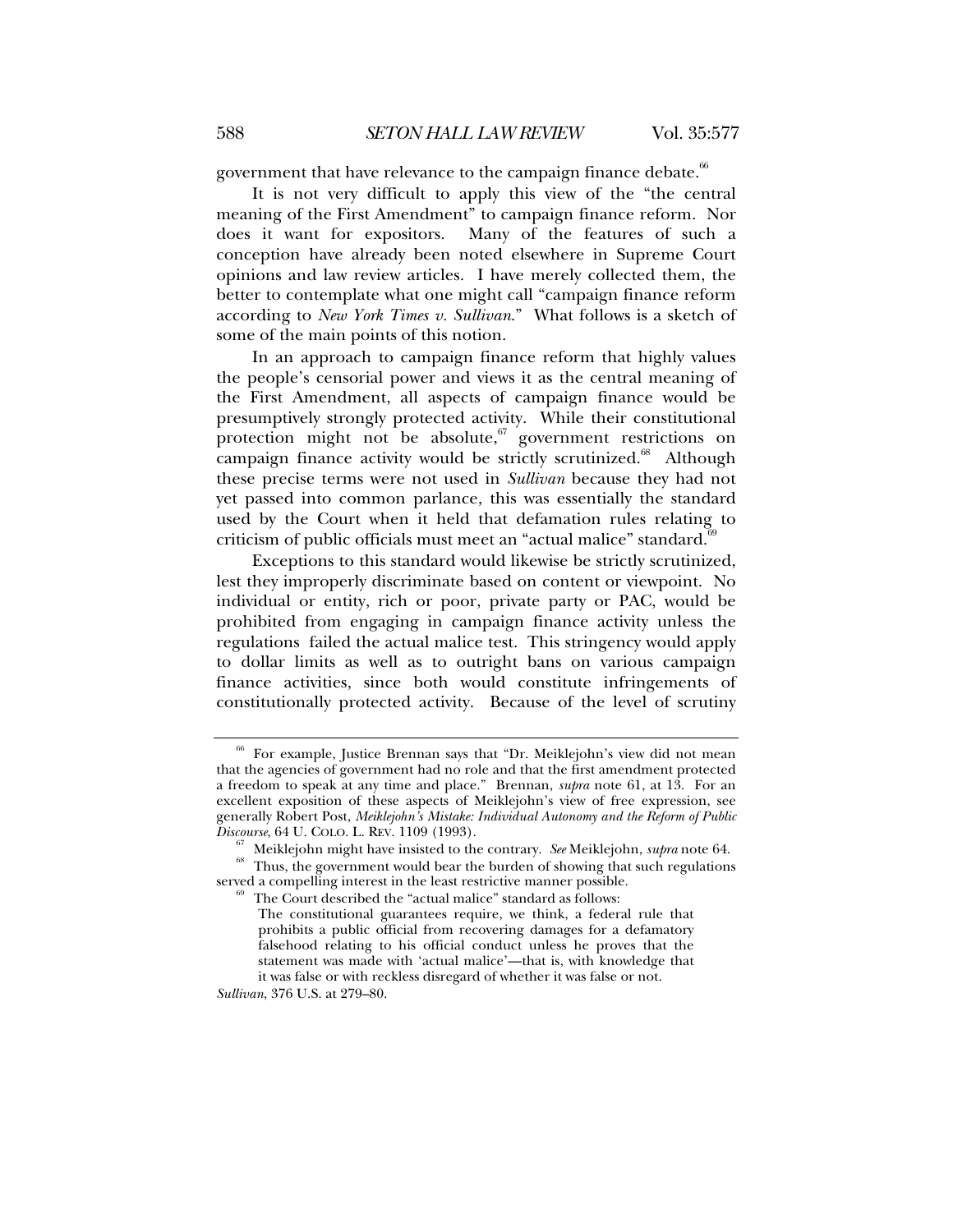government that have relevance to the campaign finance debate.[66]

It is not very difficult to apply this view of the "the central meaning of the First Amendment" to campaign finance reform. Nor does it want for expositors. Many of the features of such a conception have already been noted elsewhere in Supreme Court opinions and law review articles. I have merely collected them, the better to contemplate what one might call "campaign finance reform according to *New York Times v. Sullivan*." What follows is a sketch of some of the main points of this notion.

In an approach to campaign finance reform that highly values the people's censorial power and views it as the central meaning of the First Amendment, all aspects of campaign finance would be presumptively strongly protected activity. While their constitutional protection might not be absolute,[67] government restrictions on campaign finance activity would be strictly scrutinized.[68] Although these precise terms were not used in *Sullivan* because they had not yet passed into common parlance, this was essentially the standard used by the Court when it held that defamation rules relating to criticism of public officials must meet an "actual malice" standard.[69]

Exceptions to this standard would likewise be strictly scrutinized, lest they improperly discriminate based on content or viewpoint. No individual or entity, rich or poor, private party or PAC, would be prohibited from engaging in campaign finance activity unless the regulations failed the actual malice test. This stringency would apply to dollar limits as well as to outright bans on various campaign finance activities, since both would constitute infringements of constitutionally protected activity. Because of the level of scrutiny

---

[66] For example, Justice Brennan says that "Dr. Meiklejohn's view did not mean that the agencies of government had no role and that the first amendment protected a freedom to speak at any time and place." Brennan, *supra* note 61, at 13. For an excellent exposition of these aspects of Meiklejohn's view of free expression, see generally Robert Post, *Meiklejohn's Mistake: Individual Autonomy and the Reform of Public Discourse*, 64 U. COLO. L. REV. 1109 (1993).

[67] Meiklejohn might have insisted to the contrary. *See* Meiklejohn, *supra* note 64.

[68] Thus, the government would bear the burden of showing that such regulations served a compelling interest in the least restrictive manner possible.

[69] The Court described the "actual malice" standard as follows:

> The constitutional guarantees require, we think, a federal rule that prohibits a public official from recovering damages for a defamatory falsehood relating to his official conduct unless he proves that the statement was made with 'actual malice'—that is, with knowledge that it was false or with reckless disregard of whether it was false or not.

*Sullivan*, 376 U.S. at 279–80.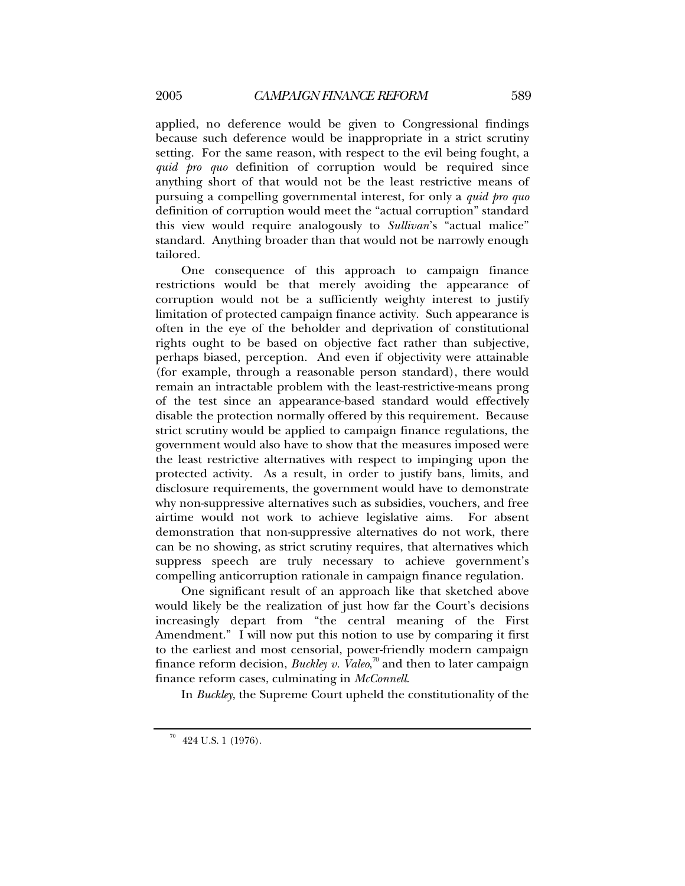applied, no deference would be given to Congressional findings because such deference would be inappropriate in a strict scrutiny setting. For the same reason, with respect to the evil being fought, a *quid pro quo* definition of corruption would be required since anything short of that would not be the least restrictive means of pursuing a compelling governmental interest, for only a *quid pro quo* definition of corruption would meet the "actual corruption" standard this view would require analogously to *Sullivan*'s "actual malice" standard. Anything broader than that would not be narrowly enough tailored.

One consequence of this approach to campaign finance restrictions would be that merely avoiding the appearance of corruption would not be a sufficiently weighty interest to justify limitation of protected campaign finance activity. Such appearance is often in the eye of the beholder and deprivation of constitutional rights ought to be based on objective fact rather than subjective, perhaps biased, perception. And even if objectivity were attainable (for example, through a reasonable person standard), there would remain an intractable problem with the least-restrictive-means prong of the test since an appearance-based standard would effectively disable the protection normally offered by this requirement. Because strict scrutiny would be applied to campaign finance regulations, the government would also have to show that the measures imposed were the least restrictive alternatives with respect to impinging upon the protected activity. As a result, in order to justify bans, limits, and disclosure requirements, the government would have to demonstrate why non-suppressive alternatives such as subsidies, vouchers, and free airtime would not work to achieve legislative aims. For absent demonstration that non-suppressive alternatives do not work, there can be no showing, as strict scrutiny requires, that alternatives which suppress speech are truly necessary to achieve government's compelling anticorruption rationale in campaign finance regulation.

One significant result of an approach like that sketched above would likely be the realization of just how far the Court's decisions increasingly depart from "the central meaning of the First Amendment." I will now put this notion to use by comparing it first to the earliest and most censorial, power-friendly modern campaign finance reform decision, *Buckley v. Valeo*,[70] and then to later campaign finance reform cases, culminating in *McConnell*.

In *Buckley*, the Supreme Court upheld the constitutionality of the

---

[70] 424 U.S. 1 (1976).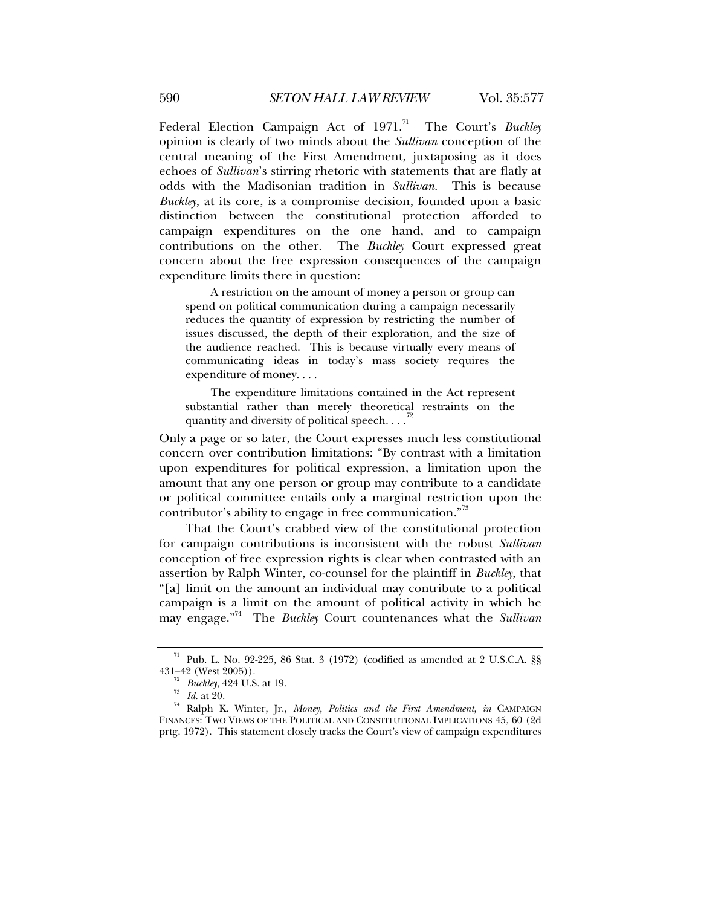Federal Election Campaign Act of 1971.[71] The Court's *Buckley* opinion is clearly of two minds about the *Sullivan* conception of the central meaning of the First Amendment, juxtaposing as it does echoes of *Sullivan*'s stirring rhetoric with statements that are flatly at odds with the Madisonian tradition in *Sullivan*. This is because *Buckley*, at its core, is a compromise decision, founded upon a basic distinction between the constitutional protection afforded to campaign expenditures on the one hand, and to campaign contributions on the other. The *Buckley* Court expressed great concern about the free expression consequences of the campaign expenditure limits there in question:

> A restriction on the amount of money a person or group can spend on political communication during a campaign necessarily reduces the quantity of expression by restricting the number of issues discussed, the depth of their exploration, and the size of the audience reached. This is because virtually every means of communicating ideas in today's mass society requires the expenditure of money. . . .
>
> The expenditure limitations contained in the Act represent substantial rather than merely theoretical restraints on the quantity and diversity of political speech. . . .[72]

Only a page or so later, the Court expresses much less constitutional concern over contribution limitations: "By contrast with a limitation upon expenditures for political expression, a limitation upon the amount that any one person or group may contribute to a candidate or political committee entails only a marginal restriction upon the contributor's ability to engage in free communication."[73]

That the Court's crabbed view of the constitutional protection for campaign contributions is inconsistent with the robust *Sullivan* conception of free expression rights is clear when contrasted with an assertion by Ralph Winter, co-counsel for the plaintiff in *Buckley*, that "[a] limit on the amount an individual may contribute to a political campaign is a limit on the amount of political activity in which he may engage."[74] The *Buckley* Court countenances what the *Sullivan*

---

[71] Pub. L. No. 92-225, 86 Stat. 3 (1972) (codified as amended at 2 U.S.C.A. §§ 431–42 (West 2005)).

[72] *Buckley*, 424 U.S. at 19.

[73] *Id.* at 20.

[74] Ralph K. Winter, Jr., *Money, Politics and the First Amendment*, *in* CAMPAIGN FINANCES: TWO VIEWS OF THE POLITICAL AND CONSTITUTIONAL IMPLICATIONS 45, 60 (2d prtg. 1972). This statement closely tracks the Court's view of campaign expenditures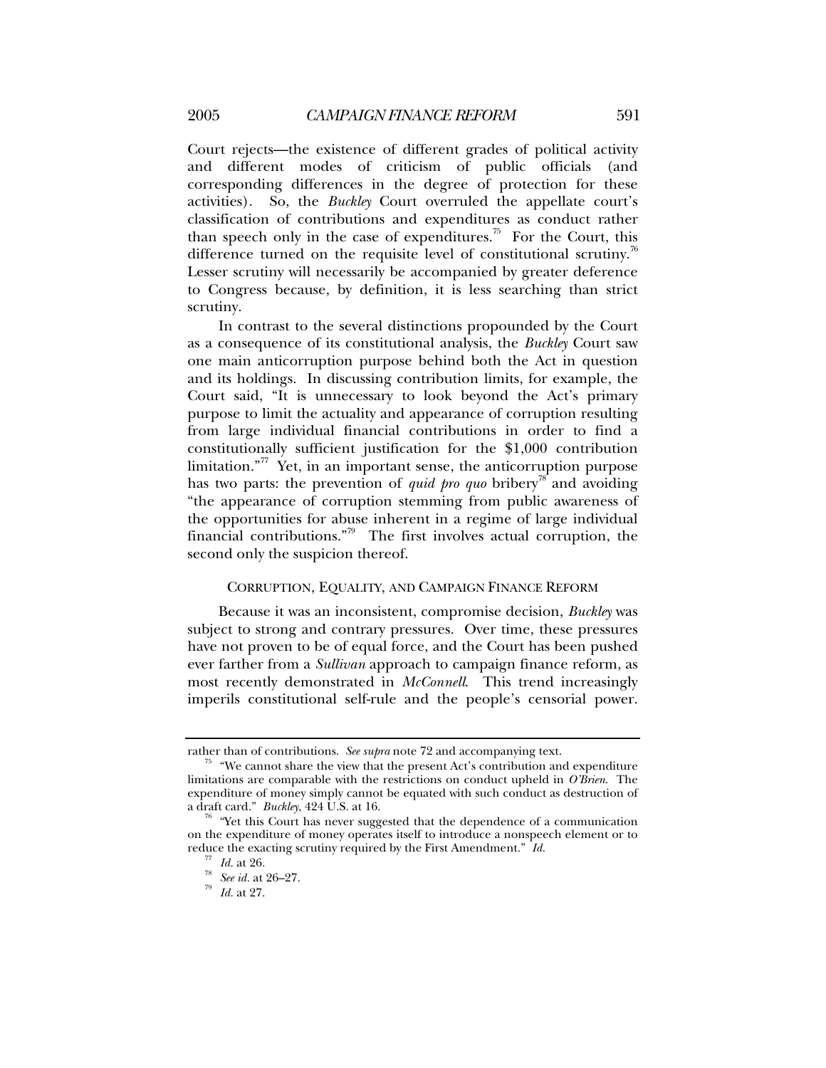Court rejects—the existence of different grades of political activity and different modes of criticism of public officials (and corresponding differences in the degree of protection for these activities). So, the *Buckley* Court overruled the appellate court's classification of contributions and expenditures as conduct rather than speech only in the case of expenditures.[75] For the Court, this difference turned on the requisite level of constitutional scrutiny.[76] Lesser scrutiny will necessarily be accompanied by greater deference to Congress because, by definition, it is less searching than strict scrutiny.

In contrast to the several distinctions propounded by the Court as a consequence of its constitutional analysis, the *Buckley* Court saw one main anticorruption purpose behind both the Act in question and its holdings. In discussing contribution limits, for example, the Court said, "It is unnecessary to look beyond the Act's primary purpose to limit the actuality and appearance of corruption resulting from large individual financial contributions in order to find a constitutionally sufficient justification for the $1,000 contribution limitation."[77] Yet, in an important sense, the anticorruption purpose has two parts: the prevention of *quid pro quo* bribery[78] and avoiding "the appearance of corruption stemming from public awareness of the opportunities for abuse inherent in a regime of large individual financial contributions."[79] The first involves actual corruption, the second only the suspicion thereof.

## CORRUPTION, EQUALITY, AND CAMPAIGN FINANCE REFORM

Because it was an inconsistent, compromise decision, *Buckley* was subject to strong and contrary pressures. Over time, these pressures have not proven to be of equal force, and the Court has been pushed ever farther from a *Sullivan* approach to campaign finance reform, as most recently demonstrated in *McConnell*. This trend increasingly imperils constitutional self-rule and the people's censorial power.

---

rather than of contributions. *See supra* note 72 and accompanying text.

[75] "We cannot share the view that the present Act's contribution and expenditure limitations are comparable with the restrictions on conduct upheld in *O'Brien*. The expenditure of money simply cannot be equated with such conduct as destruction of a draft card." *Buckley*, 424 U.S. at 16.

[76] "Yet this Court has never suggested that the dependence of a communication on the expenditure of money operates itself to introduce a nonspeech element or to reduce the exacting scrutiny required by the First Amendment." *Id.*

[77] *Id.* at 26.

[78] *See id.* at 26–27.

[79] *Id.* at 27.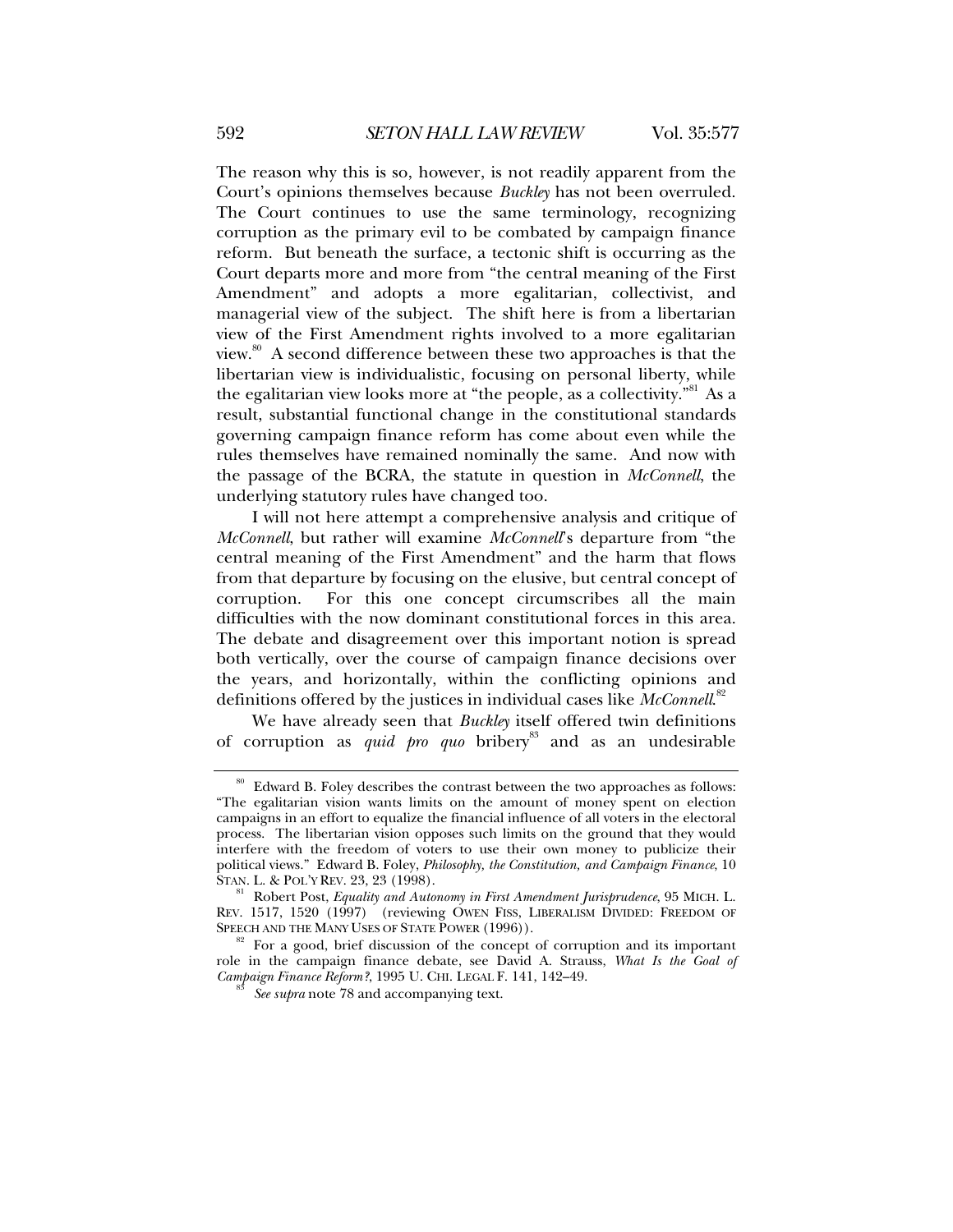The reason why this is so, however, is not readily apparent from the Court's opinions themselves because *Buckley* has not been overruled. The Court continues to use the same terminology, recognizing corruption as the primary evil to be combated by campaign finance reform. But beneath the surface, a tectonic shift is occurring as the Court departs more and more from "the central meaning of the First Amendment" and adopts a more egalitarian, collectivist, and managerial view of the subject. The shift here is from a libertarian view of the First Amendment rights involved to a more egalitarian view.[80] A second difference between these two approaches is that the libertarian view is individualistic, focusing on personal liberty, while the egalitarian view looks more at "the people, as a collectivity."[81] As a result, substantial functional change in the constitutional standards governing campaign finance reform has come about even while the rules themselves have remained nominally the same. And now with the passage of the BCRA, the statute in question in *McConnell*, the underlying statutory rules have changed too.

I will not here attempt a comprehensive analysis and critique of *McConnell*, but rather will examine *McConnell*'s departure from "the central meaning of the First Amendment" and the harm that flows from that departure by focusing on the elusive, but central concept of corruption. For this one concept circumscribes all the main difficulties with the now dominant constitutional forces in this area. The debate and disagreement over this important notion is spread both vertically, over the course of campaign finance decisions over the years, and horizontally, within the conflicting opinions and definitions offered by the justices in individual cases like *McConnell*.[82]

We have already seen that *Buckley* itself offered twin definitions of corruption as *quid pro quo* bribery[83] and as an undesirable

---

[80] Edward B. Foley describes the contrast between the two approaches as follows: "The egalitarian vision wants limits on the amount of money spent on election campaigns in an effort to equalize the financial influence of all voters in the electoral process. The libertarian vision opposes such limits on the ground that they would interfere with the freedom of voters to use their own money to publicize their political views." Edward B. Foley, *Philosophy, the Constitution, and Campaign Finance*, 10 STAN. L. & POL'Y REV. 23, 23 (1998).

[81] Robert Post, *Equality and Autonomy in First Amendment Jurisprudence*, 95 MICH. L. REV. 1517, 1520 (1997) (reviewing OWEN FISS, LIBERALISM DIVIDED: FREEDOM OF SPEECH AND THE MANY USES OF STATE POWER (1996)).

[82] For a good, brief discussion of the concept of corruption and its important role in the campaign finance debate, see David A. Strauss, *What Is the Goal of Campaign Finance Reform?*, 1995 U. CHI. LEGAL F. 141, 142–49.

[83] *See supra* note 78 and accompanying text.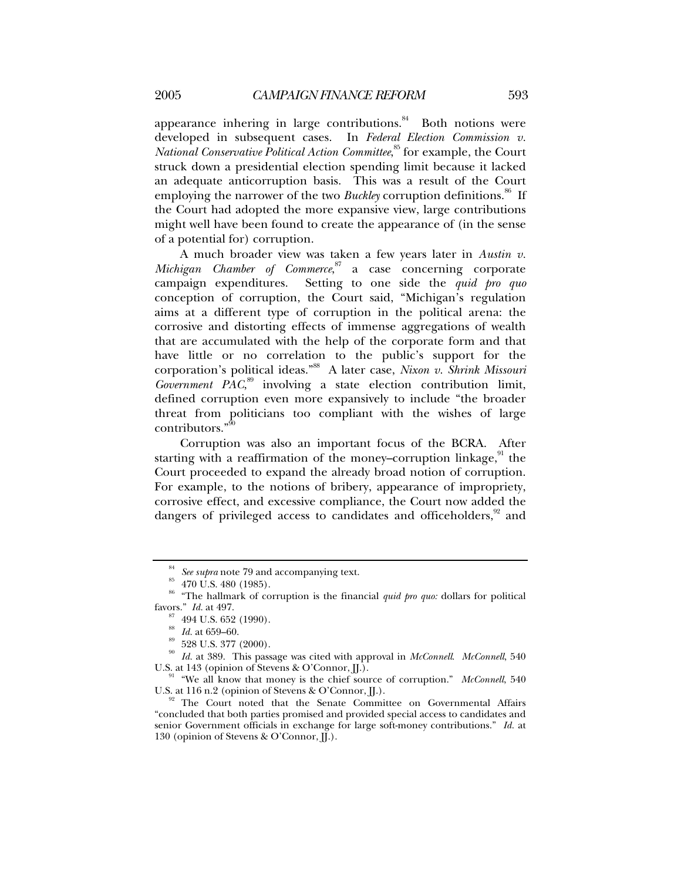appearance inhering in large contributions.[84] Both notions were developed in subsequent cases. In *Federal Election Commission v. National Conservative Political Action Committee*,[85] for example, the Court struck down a presidential election spending limit because it lacked an adequate anticorruption basis. This was a result of the Court employing the narrower of the two *Buckley* corruption definitions.[86] If the Court had adopted the more expansive view, large contributions might well have been found to create the appearance of (in the sense of a potential for) corruption.

A much broader view was taken a few years later in *Austin v. Michigan Chamber of Commerce*,[87] a case concerning corporate campaign expenditures. Setting to one side the *quid pro quo* conception of corruption, the Court said, "Michigan's regulation aims at a different type of corruption in the political arena: the corrosive and distorting effects of immense aggregations of wealth that are accumulated with the help of the corporate form and that have little or no correlation to the public's support for the corporation's political ideas."[88] A later case, *Nixon v. Shrink Missouri Government PAC*,[89] involving a state election contribution limit, defined corruption even more expansively to include "the broader threat from politicians too compliant with the wishes of large contributors."[90]

Corruption was also an important focus of the BCRA. After starting with a reaffirmation of the money–corruption linkage,[91] the Court proceeded to expand the already broad notion of corruption. For example, to the notions of bribery, appearance of impropriety, corrosive effect, and excessive compliance, the Court now added the dangers of privileged access to candidates and officeholders,[92] and

---

[84] *See supra* note 79 and accompanying text.

[85] 470 U.S. 480 (1985).

[86] "The hallmark of corruption is the financial *quid pro quo:* dollars for political favors." *Id.* at 497.

[87] 494 U.S. 652 (1990).

[88] *Id.* at 659–60.

[89] 528 U.S. 377 (2000).

[90] *Id.* at 389. This passage was cited with approval in *McConnell*. *McConnell*, 540 U.S. at 143 (opinion of Stevens & O'Connor, JJ.).

[91] "We all know that money is the chief source of corruption." *McConnell*, 540 U.S. at 116 n.2 (opinion of Stevens & O'Connor, JJ.).

[92] The Court noted that the Senate Committee on Governmental Affairs "concluded that both parties promised and provided special access to candidates and senior Government officials in exchange for large soft-money contributions." *Id.* at 130 (opinion of Stevens & O'Connor, JJ.).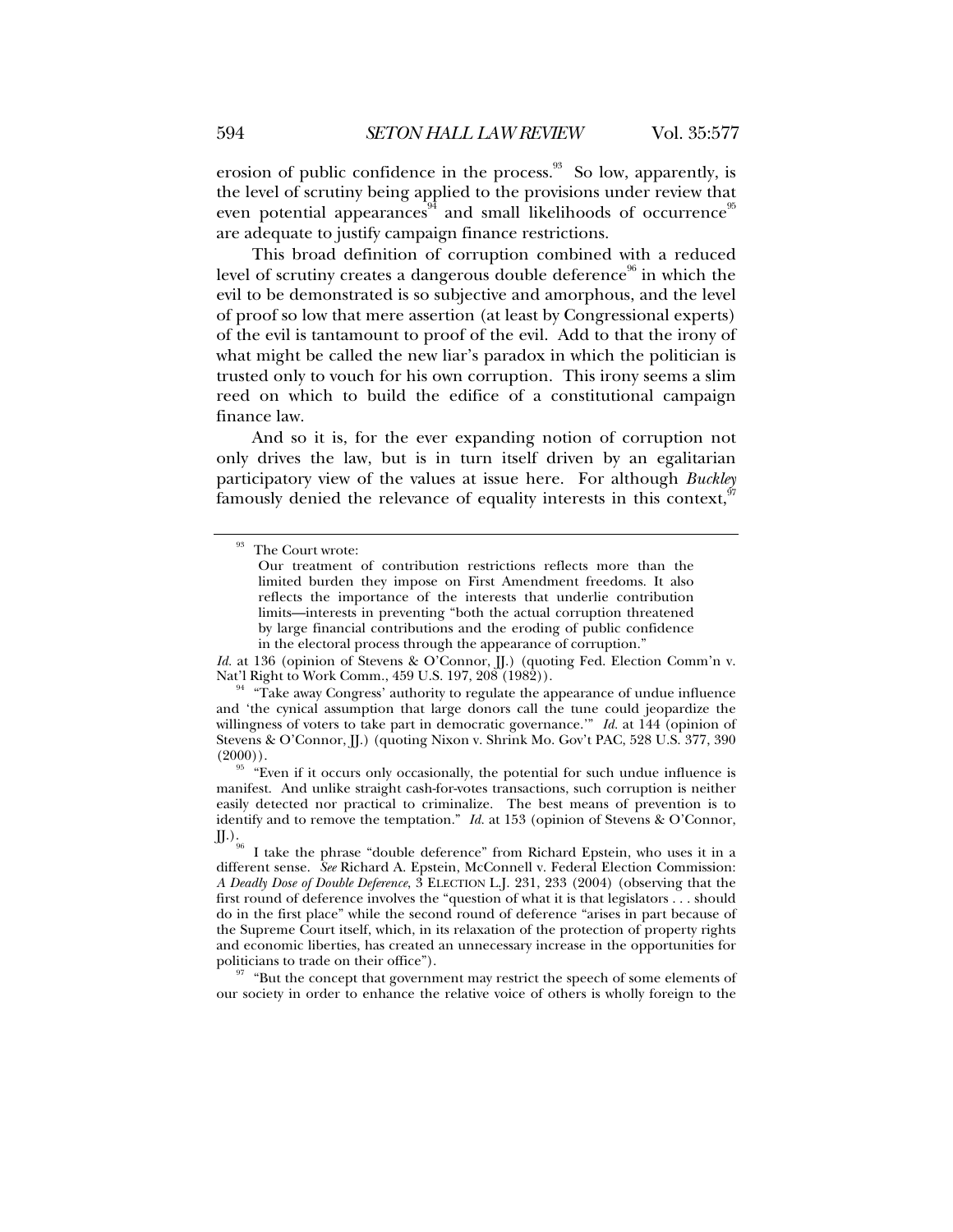erosion of public confidence in the process.[93] So low, apparently, is the level of scrutiny being applied to the provisions under review that even potential appearances[94] and small likelihoods of occurrence[95] are adequate to justify campaign finance restrictions.

This broad definition of corruption combined with a reduced level of scrutiny creates a dangerous double deference[96] in which the evil to be demonstrated is so subjective and amorphous, and the level of proof so low that mere assertion (at least by Congressional experts) of the evil is tantamount to proof of the evil. Add to that the irony of what might be called the new liar's paradox in which the politician is trusted only to vouch for his own corruption. This irony seems a slim reed on which to build the edifice of a constitutional campaign finance law.

And so it is, for the ever expanding notion of corruption not only drives the law, but is in turn itself driven by an egalitarian participatory view of the values at issue here. For although *Buckley* famously denied the relevance of equality interests in this context,[97]

---

[93] The Court wrote:

> Our treatment of contribution restrictions reflects more than the limited burden they impose on First Amendment freedoms. It also reflects the importance of the interests that underlie contribution limits—interests in preventing "both the actual corruption threatened by large financial contributions and the eroding of public confidence in the electoral process through the appearance of corruption."

*Id.* at 136 (opinion of Stevens & O'Connor, JJ.) (quoting Fed. Election Comm'n v. Nat'l Right to Work Comm., 459 U.S. 197, 208 (1982)).

[94] "Take away Congress' authority to regulate the appearance of undue influence and 'the cynical assumption that large donors call the tune could jeopardize the willingness of voters to take part in democratic governance.'" *Id.* at 144 (opinion of Stevens & O'Connor, JJ.) (quoting Nixon v. Shrink Mo. Gov't PAC, 528 U.S. 377, 390 (2000)).

[95] "Even if it occurs only occasionally, the potential for such undue influence is manifest. And unlike straight cash-for-votes transactions, such corruption is neither easily detected nor practical to criminalize. The best means of prevention is to identify and to remove the temptation." *Id.* at 153 (opinion of Stevens & O'Connor, JJ.).

[96] I take the phrase "double deference" from Richard Epstein, who uses it in a different sense. *See* Richard A. Epstein, McConnell v. Federal Election Commission: *A Deadly Dose of Double Deference*, 3 ELECTION L.J. 231, 233 (2004) (observing that the first round of deference involves the "question of what it is that legislators . . . should do in the first place" while the second round of deference "arises in part because of the Supreme Court itself, which, in its relaxation of the protection of property rights and economic liberties, has created an unnecessary increase in the opportunities for politicians to trade on their office").

[97] "But the concept that government may restrict the speech of some elements of our society in order to enhance the relative voice of others is wholly foreign to the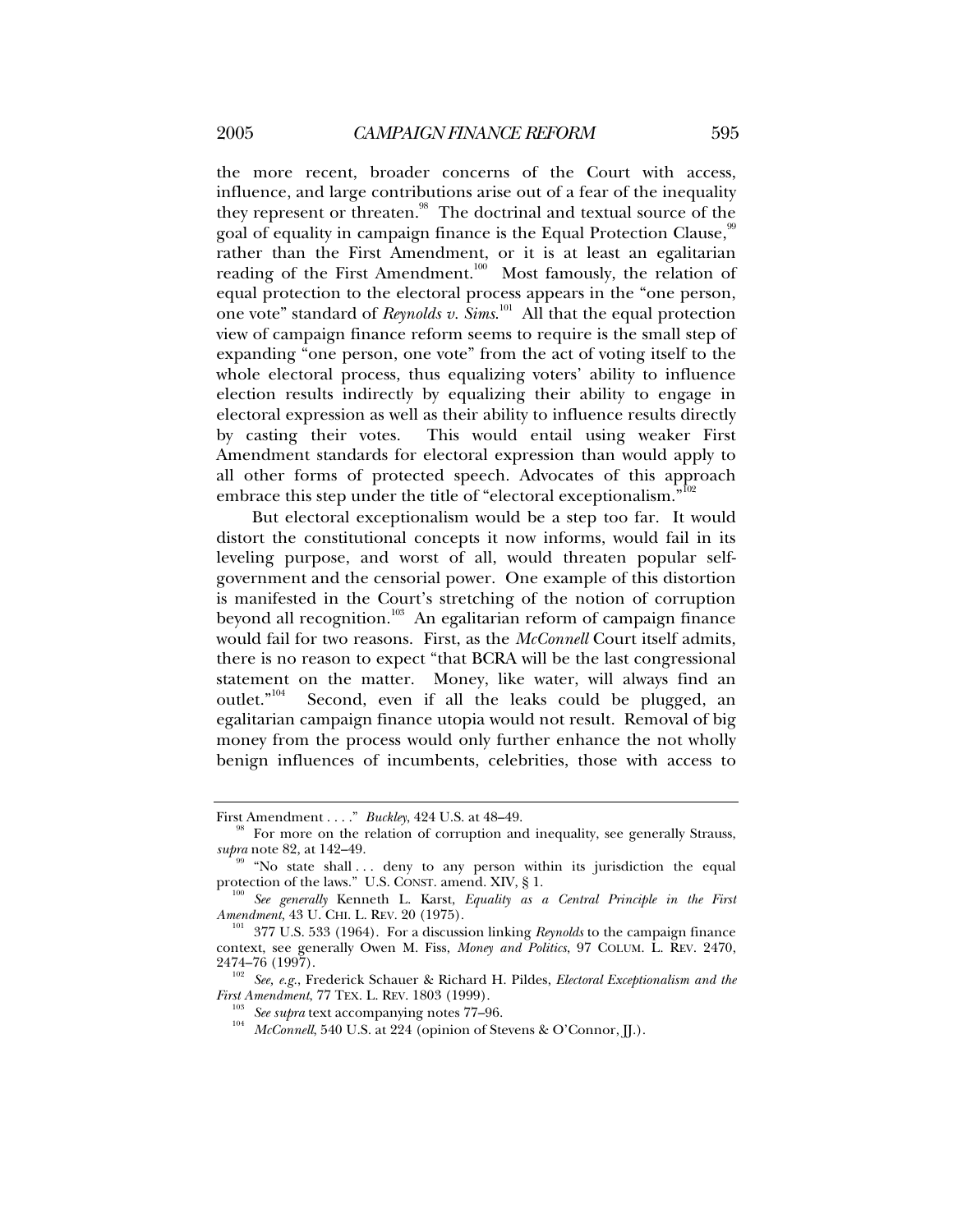the more recent, broader concerns of the Court with access, influence, and large contributions arise out of a fear of the inequality they represent or threaten.[98] The doctrinal and textual source of the goal of equality in campaign finance is the Equal Protection Clause,[99] rather than the First Amendment, or it is at least an egalitarian reading of the First Amendment.[100] Most famously, the relation of equal protection to the electoral process appears in the "one person, one vote" standard of *Reynolds v. Sims*.[101] All that the equal protection view of campaign finance reform seems to require is the small step of expanding "one person, one vote" from the act of voting itself to the whole electoral process, thus equalizing voters' ability to influence election results indirectly by equalizing their ability to engage in electoral expression as well as their ability to influence results directly by casting their votes. This would entail using weaker First Amendment standards for electoral expression than would apply to all other forms of protected speech. Advocates of this approach embrace this step under the title of "electoral exceptionalism."[102]

But electoral exceptionalism would be a step too far. It would distort the constitutional concepts it now informs, would fail in its leveling purpose, and worst of all, would threaten popular self-government and the censorial power. One example of this distortion is manifested in the Court's stretching of the notion of corruption beyond all recognition.[103] An egalitarian reform of campaign finance would fail for two reasons. First, as the *McConnell* Court itself admits, there is no reason to expect "that BCRA will be the last congressional statement on the matter. Money, like water, will always find an outlet."[104] Second, even if all the leaks could be plugged, an egalitarian campaign finance utopia would not result. Removal of big money from the process would only further enhance the not wholly benign influences of incumbents, celebrities, those with access to

---

First Amendment . . . ." *Buckley*, 424 U.S. at 48–49.

[98] For more on the relation of corruption and inequality, see generally Strauss, *supra* note 82, at 142–49.

[99] "No state shall . . . deny to any person within its jurisdiction the equal protection of the laws." U.S. CONST. amend. XIV, § 1.

[100] *See generally* Kenneth L. Karst, *Equality as a Central Principle in the First Amendment*, 43 U. CHI. L. REV. 20 (1975).

[101] 377 U.S. 533 (1964). For a discussion linking *Reynolds* to the campaign finance context, see generally Owen M. Fiss, *Money and Politics*, 97 COLUM. L. REV. 2470, 2474–76 (1997).

[102] *See, e.g.*, Frederick Schauer & Richard H. Pildes, *Electoral Exceptionalism and the First Amendment*, 77 TEX. L. REV. 1803 (1999).

[103] *See supra* text accompanying notes 77–96.

[104] *McConnell*, 540 U.S. at 224 (opinion of Stevens & O'Connor, JJ.).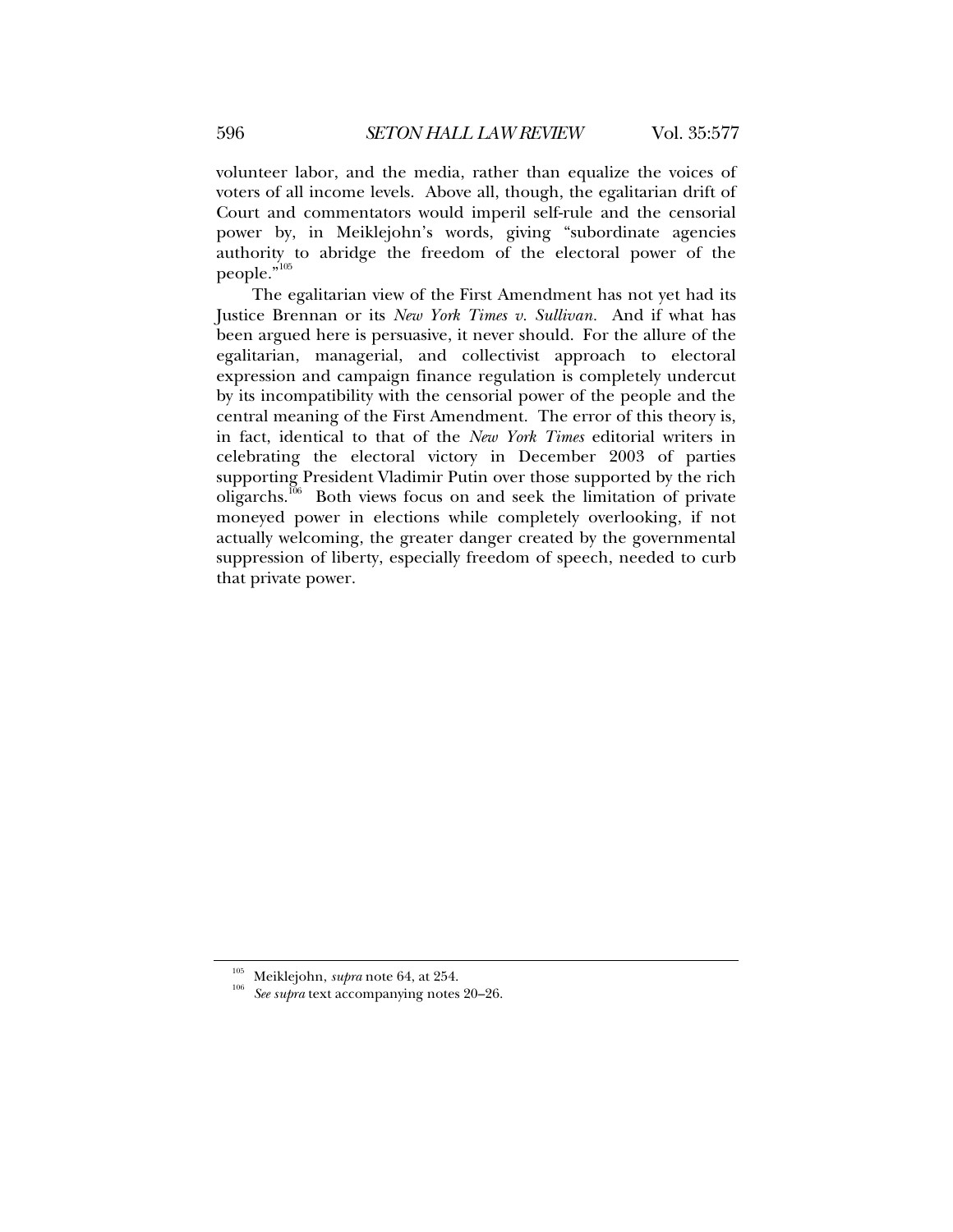volunteer labor, and the media, rather than equalize the voices of voters of all income levels. Above all, though, the egalitarian drift of Court and commentators would imperil self-rule and the censorial power by, in Meiklejohn's words, giving "subordinate agencies authority to abridge the freedom of the electoral power of the people."[105]

The egalitarian view of the First Amendment has not yet had its Justice Brennan or its *New York Times v. Sullivan*. And if what has been argued here is persuasive, it never should. For the allure of the egalitarian, managerial, and collectivist approach to electoral expression and campaign finance regulation is completely undercut by its incompatibility with the censorial power of the people and the central meaning of the First Amendment. The error of this theory is, in fact, identical to that of the *New York Times* editorial writers in celebrating the electoral victory in December 2003 of parties supporting President Vladimir Putin over those supported by the rich oligarchs.[106] Both views focus on and seek the limitation of private moneyed power in elections while completely overlooking, if not actually welcoming, the greater danger created by the governmental suppression of liberty, especially freedom of speech, needed to curb that private power.

---

[105] Meiklejohn, *supra* note 64, at 254.

[106] *See supra* text accompanying notes 20–26.